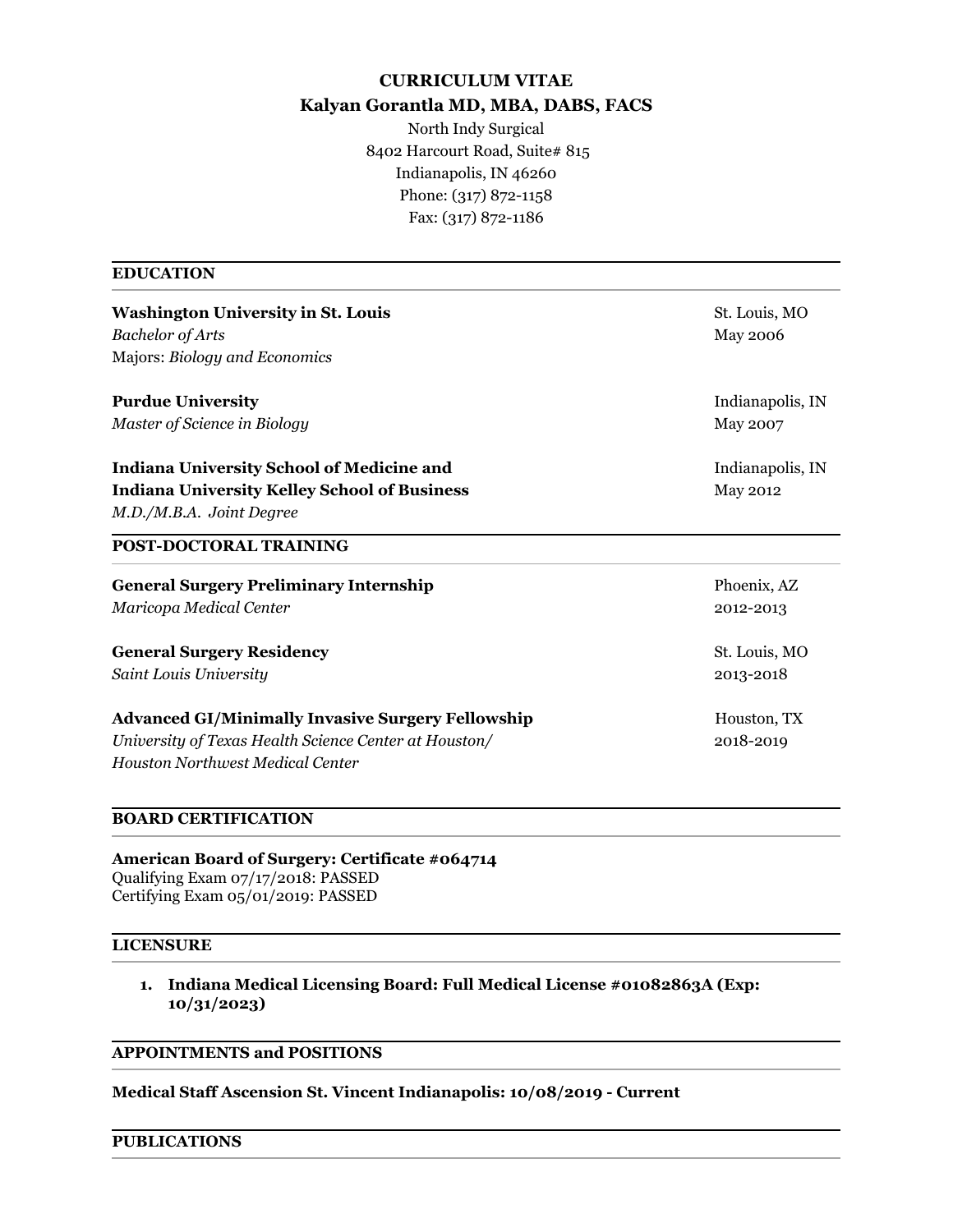# CURRICULUM VITAE

## Kalyan Gorantla MD, MBA, DABS, FACS

North Indy Surgical
8402 Harcourt Road, Suite# 815
Indianapolis, IN 46260
Phone: (317) 872-1158
Fax: (317) 872-1186

## EDUCATION

**Washington University in St. Louis** — St. Louis, MO
*Bachelor of Arts* — May 2006
Majors: *Biology and Economics*

**Purdue University** — Indianapolis, IN
*Master of Science in Biology* — May 2007

**Indiana University School of Medicine and**
**Indiana University Kelley School of Business** — Indianapolis, IN
*M.D./M.B.A. Joint Degree* — May 2012

## POST-DOCTORAL TRAINING

**General Surgery Preliminary Internship** — Phoenix, AZ
*Maricopa Medical Center* — 2012-2013

**General Surgery Residency** — St. Louis, MO
*Saint Louis University* — 2013-2018

**Advanced GI/Minimally Invasive Surgery Fellowship** — Houston, TX
*University of Texas Health Science Center at Houston/*
*Houston Northwest Medical Center* — 2018-2019

## BOARD CERTIFICATION

**American Board of Surgery: Certificate #064714**
Qualifying Exam 07/17/2018: PASSED
Certifying Exam 05/01/2019: PASSED

## LICENSURE

1. **Indiana Medical Licensing Board: Full Medical License #01082863A (Exp: 10/31/2023)**

## APPOINTMENTS and POSITIONS

**Medical Staff Ascension St. Vincent Indianapolis: 10/08/2019 - Current**

## PUBLICATIONS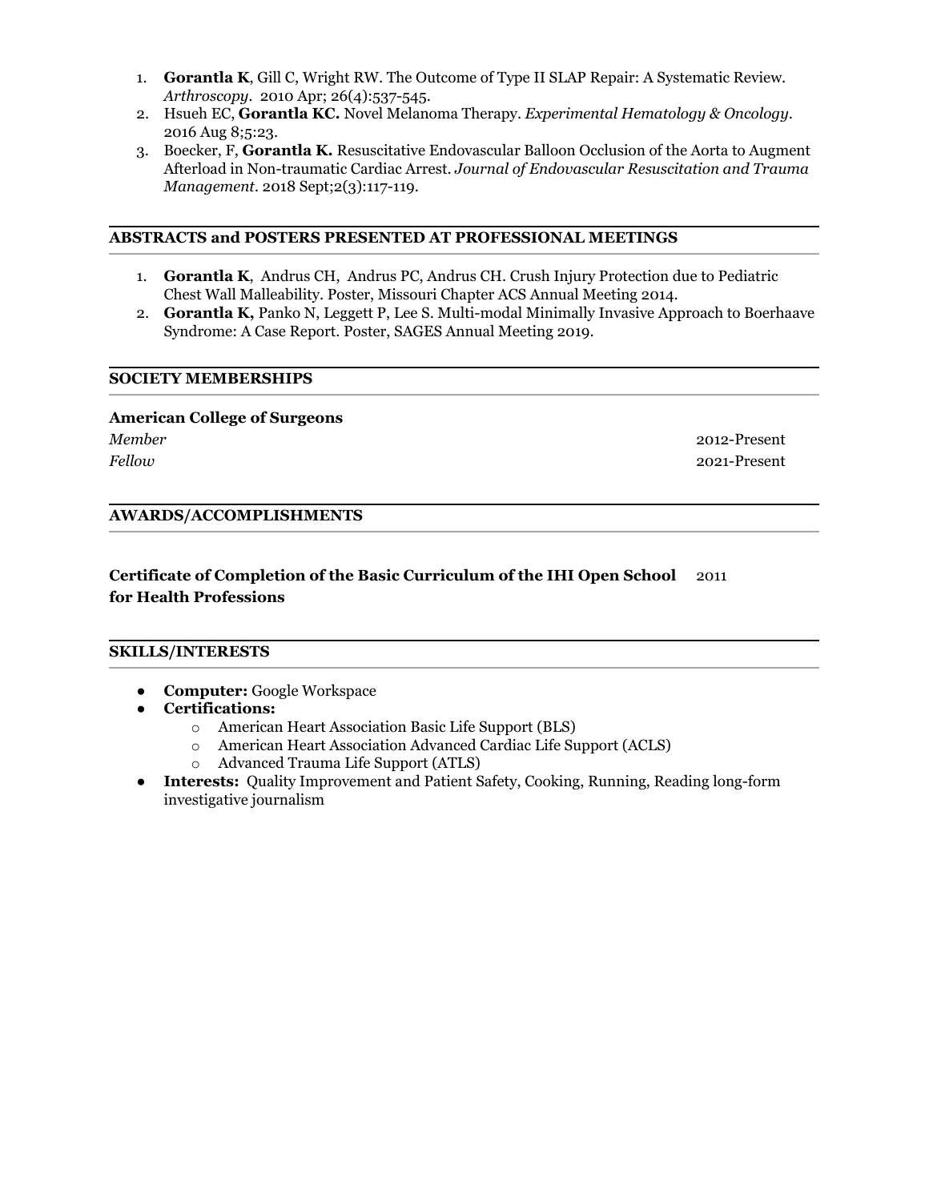1. **Gorantla K**, Gill C, Wright RW. The Outcome of Type II SLAP Repair: A Systematic Review. *Arthroscopy*. 2010 Apr; 26(4):537-545.
2. Hsueh EC, **Gorantla KC.** Novel Melanoma Therapy. *Experimental Hematology & Oncology*. 2016 Aug 8;5:23.
3. Boecker, F, **Gorantla K.** Resuscitative Endovascular Balloon Occlusion of the Aorta to Augment Afterload in Non-traumatic Cardiac Arrest. *Journal of Endovascular Resuscitation and Trauma Management*. 2018 Sept;2(3):117-119.

## ABSTRACTS and POSTERS PRESENTED AT PROFESSIONAL MEETINGS

1. **Gorantla K**, Andrus CH, Andrus PC, Andrus CH. Crush Injury Protection due to Pediatric Chest Wall Malleability. Poster, Missouri Chapter ACS Annual Meeting 2014.
2. **Gorantla K,** Panko N, Leggett P, Lee S. Multi-modal Minimally Invasive Approach to Boerhaave Syndrome: A Case Report. Poster, SAGES Annual Meeting 2019.

## SOCIETY MEMBERSHIPS

**American College of Surgeons**

*Member* 2012-Present

*Fellow* 2021-Present

## AWARDS/ACCOMPLISHMENTS

**Certificate of Completion of the Basic Curriculum of the IHI Open School for Health Professions** 2011

## SKILLS/INTERESTS

- **Computer:** Google Workspace
- **Certifications:**
  - American Heart Association Basic Life Support (BLS)
  - American Heart Association Advanced Cardiac Life Support (ACLS)
  - Advanced Trauma Life Support (ATLS)
- **Interests:** Quality Improvement and Patient Safety, Cooking, Running, Reading long-form investigative journalism